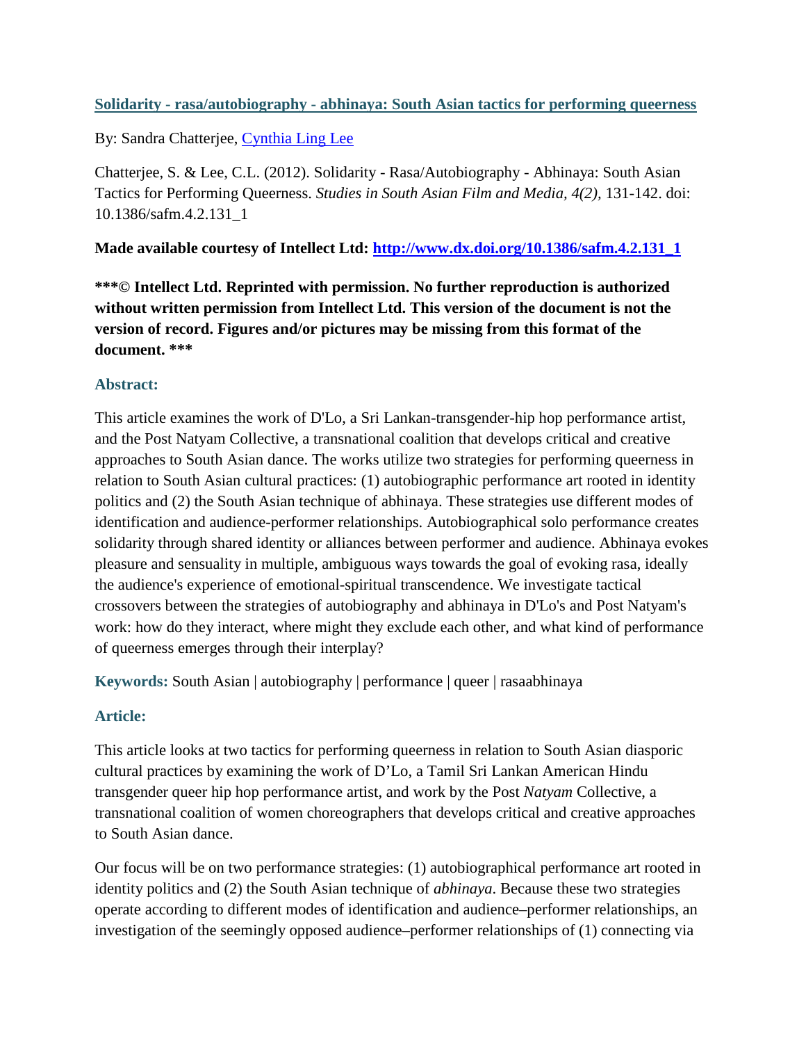**[Solidarity - rasa/autobiography - abhinaya: South Asian tactics for performing queerness](#)**

By: Sandra Chatterjee, [Cynthia Ling Lee](#)

Chatterjee, S. & Lee, C.L. (2012). Solidarity - Rasa/Autobiography - Abhinaya: South Asian Tactics for Performing Queerness. *Studies in South Asian Film and Media, 4(2),* 131-142. doi: 10.1386/safm.4.2.131_1

**Made available courtesy of Intellect Ltd: [http://www.dx.doi.org/10.1386/safm.4.2.131_1](http://www.dx.doi.org/10.1386/safm.4.2.131_1)**

**\*\*\*© Intellect Ltd. Reprinted with permission. No further reproduction is authorized without written permission from Intellect Ltd. This version of the document is not the version of record. Figures and/or pictures may be missing from this format of the document. \*\*\***

### Abstract:

This article examines the work of D'Lo, a Sri Lankan-transgender-hip hop performance artist, and the Post Natyam Collective, a transnational coalition that develops critical and creative approaches to South Asian dance. The works utilize two strategies for performing queerness in relation to South Asian cultural practices: (1) autobiographic performance art rooted in identity politics and (2) the South Asian technique of abhinaya. These strategies use different modes of identification and audience-performer relationships. Autobiographical solo performance creates solidarity through shared identity or alliances between performer and audience. Abhinaya evokes pleasure and sensuality in multiple, ambiguous ways towards the goal of evoking rasa, ideally the audience's experience of emotional-spiritual transcendence. We investigate tactical crossovers between the strategies of autobiography and abhinaya in D'Lo's and Post Natyam's work: how do they interact, where might they exclude each other, and what kind of performance of queerness emerges through their interplay?

**Keywords:** South Asian | autobiography | performance | queer | rasaabhinaya

### Article:

This article looks at two tactics for performing queerness in relation to South Asian diasporic cultural practices by examining the work of D'Lo, a Tamil Sri Lankan American Hindu transgender queer hip hop performance artist, and work by the Post *Natyam* Collective, a transnational coalition of women choreographers that develops critical and creative approaches to South Asian dance.

Our focus will be on two performance strategies: (1) autobiographical performance art rooted in identity politics and (2) the South Asian technique of *abhinaya*. Because these two strategies operate according to different modes of identification and audience–performer relationships, an investigation of the seemingly opposed audience–performer relationships of (1) connecting via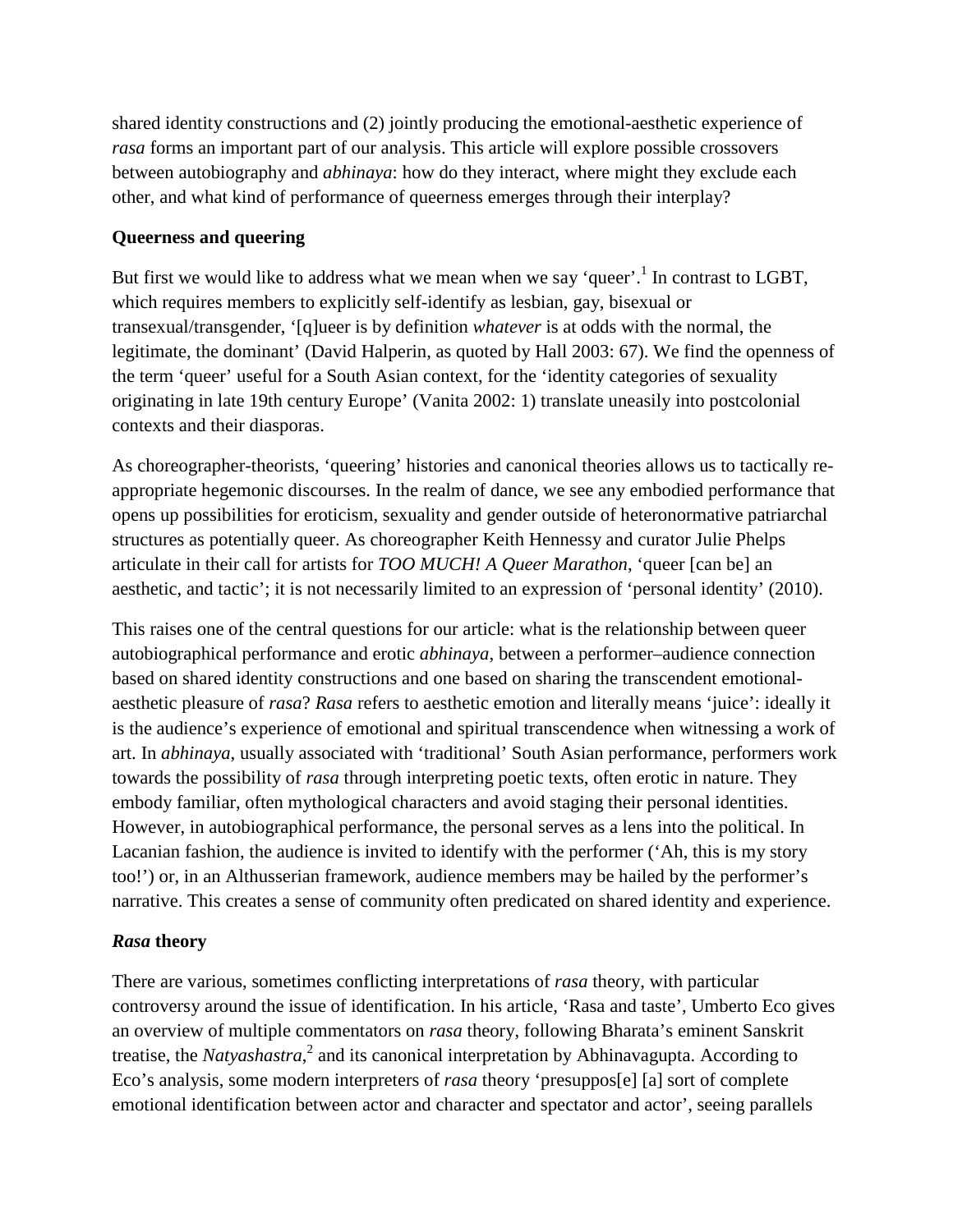shared identity constructions and (2) jointly producing the emotional-aesthetic experience of *rasa* forms an important part of our analysis. This article will explore possible crossovers between autobiography and *abhinaya*: how do they interact, where might they exclude each other, and what kind of performance of queerness emerges through their interplay?

### Queerness and queering

But first we would like to address what we mean when we say 'queer'.[1] In contrast to LGBT, which requires members to explicitly self-identify as lesbian, gay, bisexual or transexual/transgender, '[q]ueer is by definition *whatever* is at odds with the normal, the legitimate, the dominant' (David Halperin, as quoted by Hall 2003: 67). We find the openness of the term 'queer' useful for a South Asian context, for the 'identity categories of sexuality originating in late 19th century Europe' (Vanita 2002: 1) translate uneasily into postcolonial contexts and their diasporas.

As choreographer-theorists, 'queering' histories and canonical theories allows us to tactically re-appropriate hegemonic discourses. In the realm of dance, we see any embodied performance that opens up possibilities for eroticism, sexuality and gender outside of heteronormative patriarchal structures as potentially queer. As choreographer Keith Hennessy and curator Julie Phelps articulate in their call for artists for *TOO MUCH! A Queer Marathon*, 'queer [can be] an aesthetic, and tactic'; it is not necessarily limited to an expression of 'personal identity' (2010).

This raises one of the central questions for our article: what is the relationship between queer autobiographical performance and erotic *abhinaya*, between a performer–audience connection based on shared identity constructions and one based on sharing the transcendent emotional-aesthetic pleasure of *rasa*? *Rasa* refers to aesthetic emotion and literally means 'juice': ideally it is the audience's experience of emotional and spiritual transcendence when witnessing a work of art. In *abhinaya*, usually associated with 'traditional' South Asian performance, performers work towards the possibility of *rasa* through interpreting poetic texts, often erotic in nature. They embody familiar, often mythological characters and avoid staging their personal identities. However, in autobiographical performance, the personal serves as a lens into the political. In Lacanian fashion, the audience is invited to identify with the performer ('Ah, this is my story too!') or, in an Althusserian framework, audience members may be hailed by the performer's narrative. This creates a sense of community often predicated on shared identity and experience.

### *Rasa* theory

There are various, sometimes conflicting interpretations of *rasa* theory, with particular controversy around the issue of identification. In his article, 'Rasa and taste', Umberto Eco gives an overview of multiple commentators on *rasa* theory, following Bharata's eminent Sanskrit treatise, the *Natyashastra*,[2] and its canonical interpretation by Abhinavagupta. According to Eco's analysis, some modern interpreters of *rasa* theory 'presuppos[e] [a] sort of complete emotional identification between actor and character and spectator and actor', seeing parallels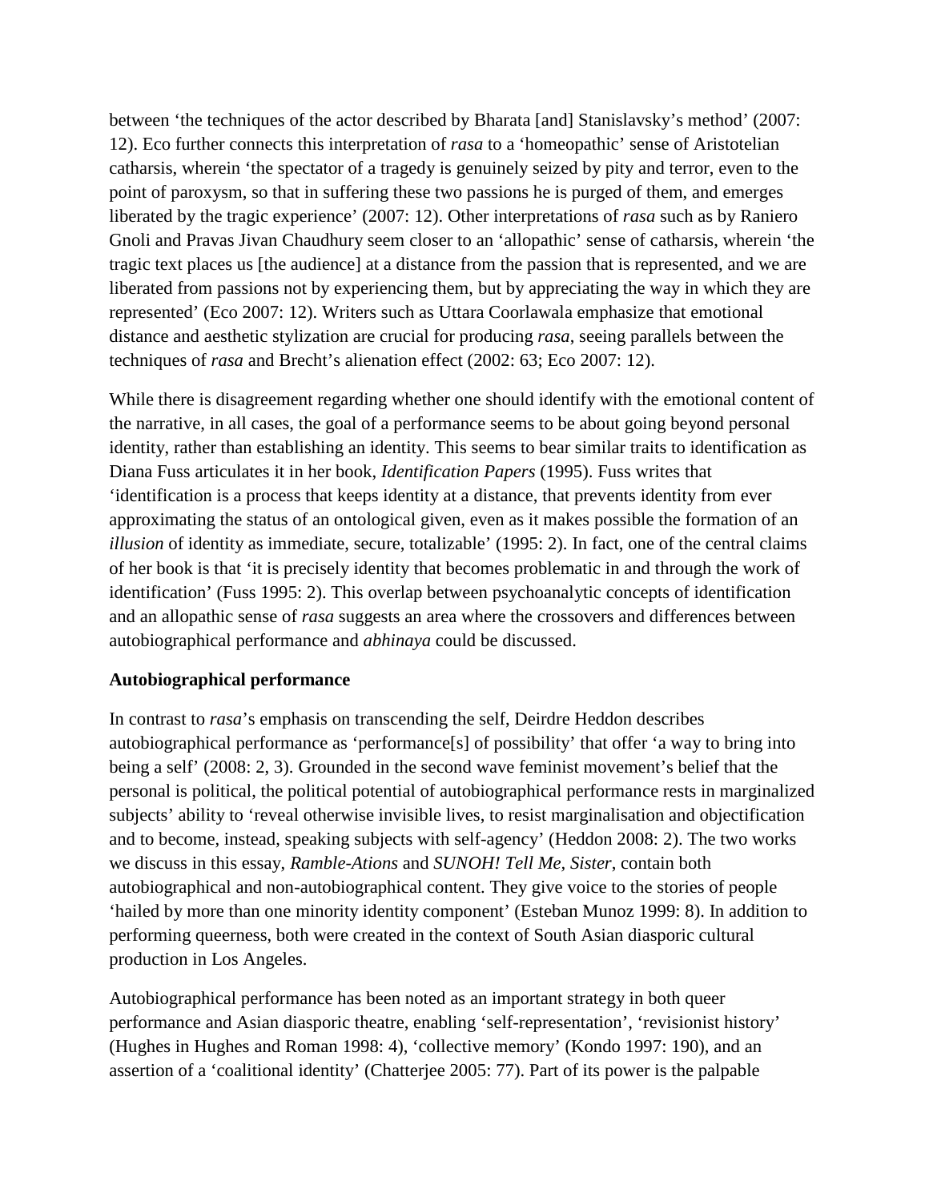between 'the techniques of the actor described by Bharata [and] Stanislavsky's method' (2007: 12). Eco further connects this interpretation of *rasa* to a 'homeopathic' sense of Aristotelian catharsis, wherein 'the spectator of a tragedy is genuinely seized by pity and terror, even to the point of paroxysm, so that in suffering these two passions he is purged of them, and emerges liberated by the tragic experience' (2007: 12). Other interpretations of *rasa* such as by Raniero Gnoli and Pravas Jivan Chaudhury seem closer to an 'allopathic' sense of catharsis, wherein 'the tragic text places us [the audience] at a distance from the passion that is represented, and we are liberated from passions not by experiencing them, but by appreciating the way in which they are represented' (Eco 2007: 12). Writers such as Uttara Coorlawala emphasize that emotional distance and aesthetic stylization are crucial for producing *rasa*, seeing parallels between the techniques of *rasa* and Brecht's alienation effect (2002: 63; Eco 2007: 12).

While there is disagreement regarding whether one should identify with the emotional content of the narrative, in all cases, the goal of a performance seems to be about going beyond personal identity, rather than establishing an identity. This seems to bear similar traits to identification as Diana Fuss articulates it in her book, *Identification Papers* (1995). Fuss writes that 'identification is a process that keeps identity at a distance, that prevents identity from ever approximating the status of an ontological given, even as it makes possible the formation of an *illusion* of identity as immediate, secure, totalizable' (1995: 2). In fact, one of the central claims of her book is that 'it is precisely identity that becomes problematic in and through the work of identification' (Fuss 1995: 2). This overlap between psychoanalytic concepts of identification and an allopathic sense of *rasa* suggests an area where the crossovers and differences between autobiographical performance and *abhinaya* could be discussed.

**Autobiographical performance**

In contrast to *rasa*'s emphasis on transcending the self, Deirdre Heddon describes autobiographical performance as 'performance[s] of possibility' that offer 'a way to bring into being a self' (2008: 2, 3). Grounded in the second wave feminist movement's belief that the personal is political, the political potential of autobiographical performance rests in marginalized subjects' ability to 'reveal otherwise invisible lives, to resist marginalisation and objectification and to become, instead, speaking subjects with self-agency' (Heddon 2008: 2). The two works we discuss in this essay, *Ramble-Ations* and *SUNOH! Tell Me, Sister*, contain both autobiographical and non-autobiographical content. They give voice to the stories of people 'hailed by more than one minority identity component' (Esteban Munoz 1999: 8). In addition to performing queerness, both were created in the context of South Asian diasporic cultural production in Los Angeles.

Autobiographical performance has been noted as an important strategy in both queer performance and Asian diasporic theatre, enabling 'self-representation', 'revisionist history' (Hughes in Hughes and Roman 1998: 4), 'collective memory' (Kondo 1997: 190), and an assertion of a 'coalitional identity' (Chatterjee 2005: 77). Part of its power is the palpable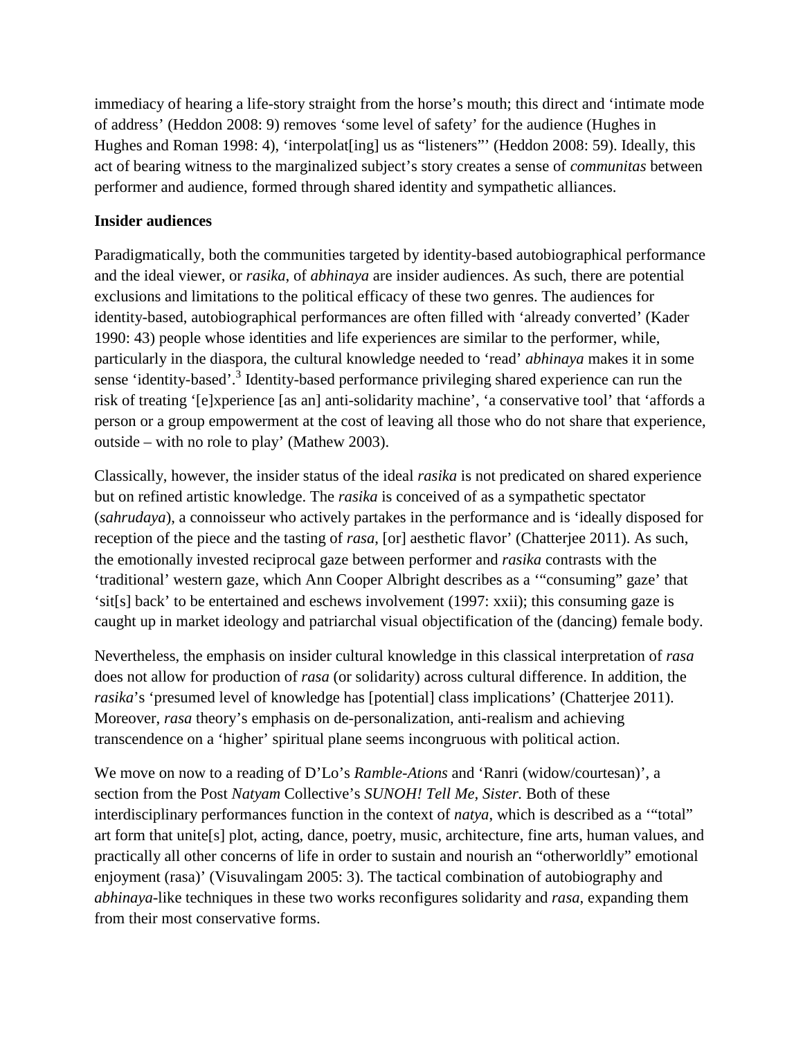immediacy of hearing a life-story straight from the horse's mouth; this direct and 'intimate mode of address' (Heddon 2008: 9) removes 'some level of safety' for the audience (Hughes in Hughes and Roman 1998: 4), 'interpolat[ing] us as "listeners"' (Heddon 2008: 59). Ideally, this act of bearing witness to the marginalized subject's story creates a sense of *communitas* between performer and audience, formed through shared identity and sympathetic alliances.

**Insider audiences**

Paradigmatically, both the communities targeted by identity-based autobiographical performance and the ideal viewer, or *rasika*, of *abhinaya* are insider audiences. As such, there are potential exclusions and limitations to the political efficacy of these two genres. The audiences for identity-based, autobiographical performances are often filled with 'already converted' (Kader 1990: 43) people whose identities and life experiences are similar to the performer, while, particularly in the diaspora, the cultural knowledge needed to 'read' *abhinaya* makes it in some sense 'identity-based'.[3] Identity-based performance privileging shared experience can run the risk of treating '[e]xperience [as an] anti-solidarity machine', 'a conservative tool' that 'affords a person or a group empowerment at the cost of leaving all those who do not share that experience, outside – with no role to play' (Mathew 2003).

Classically, however, the insider status of the ideal *rasika* is not predicated on shared experience but on refined artistic knowledge. The *rasika* is conceived of as a sympathetic spectator (*sahrudaya*), a connoisseur who actively partakes in the performance and is 'ideally disposed for reception of the piece and the tasting of *rasa*, [or] aesthetic flavor' (Chatterjee 2011). As such, the emotionally invested reciprocal gaze between performer and *rasika* contrasts with the 'traditional' western gaze, which Ann Cooper Albright describes as a '"consuming" gaze' that 'sit[s] back' to be entertained and eschews involvement (1997: xxii); this consuming gaze is caught up in market ideology and patriarchal visual objectification of the (dancing) female body.

Nevertheless, the emphasis on insider cultural knowledge in this classical interpretation of *rasa* does not allow for production of *rasa* (or solidarity) across cultural difference. In addition, the *rasika*'s 'presumed level of knowledge has [potential] class implications' (Chatterjee 2011). Moreover, *rasa* theory's emphasis on de-personalization, anti-realism and achieving transcendence on a 'higher' spiritual plane seems incongruous with political action.

We move on now to a reading of D'Lo's *Ramble-Ations* and 'Ranri (widow/courtesan)', a section from the Post *Natyam* Collective's *SUNOH! Tell Me, Sister.* Both of these interdisciplinary performances function in the context of *natya*, which is described as a '"total" art form that unite[s] plot, acting, dance, poetry, music, architecture, fine arts, human values, and practically all other concerns of life in order to sustain and nourish an "otherworldly" emotional enjoyment (rasa)' (Visuvalingam 2005: 3). The tactical combination of autobiography and *abhinaya*-like techniques in these two works reconfigures solidarity and *rasa*, expanding them from their most conservative forms.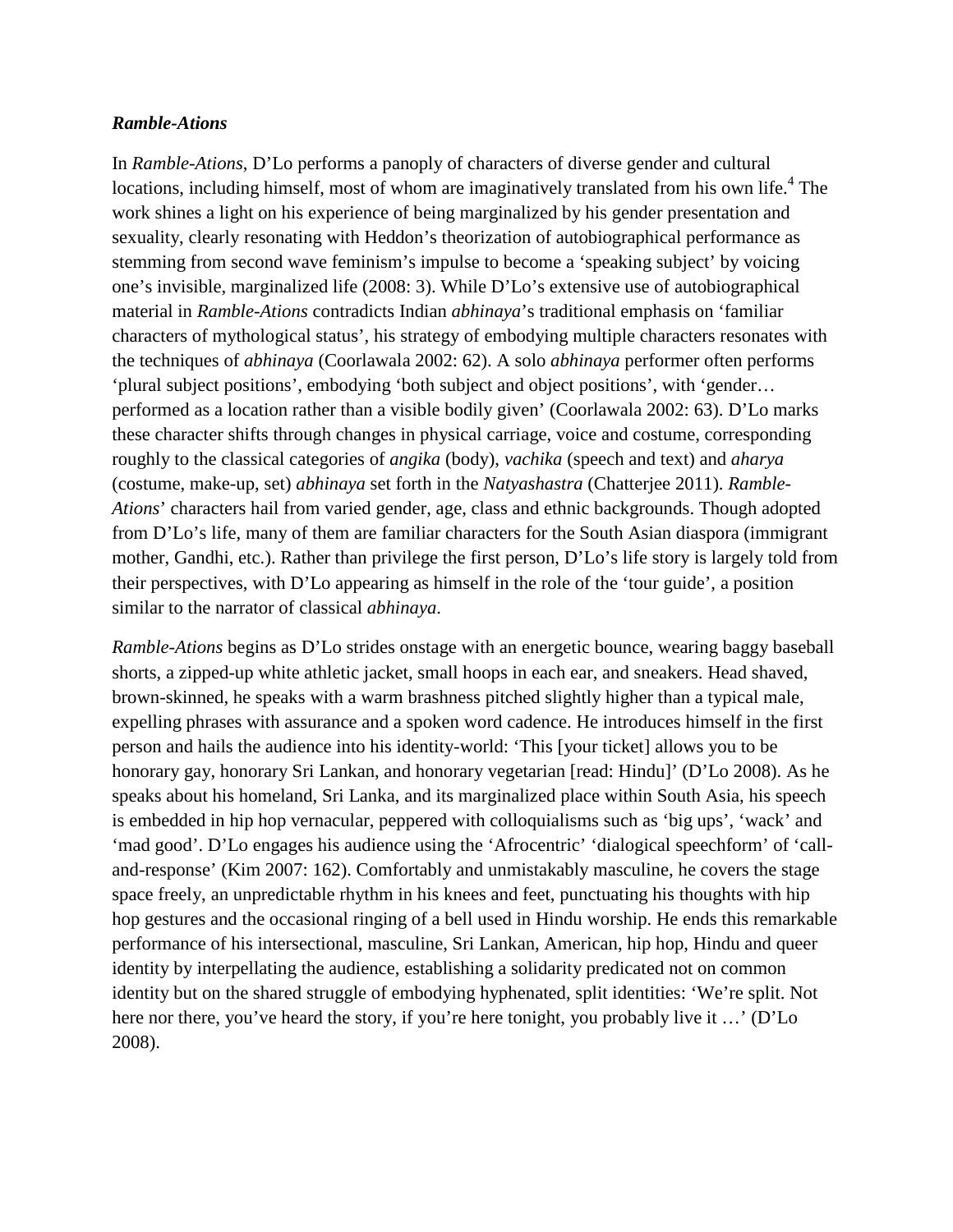### *Ramble-Ations*

In *Ramble-Ations*, D'Lo performs a panoply of characters of diverse gender and cultural locations, including himself, most of whom are imaginatively translated from his own life.[4] The work shines a light on his experience of being marginalized by his gender presentation and sexuality, clearly resonating with Heddon's theorization of autobiographical performance as stemming from second wave feminism's impulse to become a 'speaking subject' by voicing one's invisible, marginalized life (2008: 3). While D'Lo's extensive use of autobiographical material in *Ramble-Ations* contradicts Indian *abhinaya*'s traditional emphasis on 'familiar characters of mythological status', his strategy of embodying multiple characters resonates with the techniques of *abhinaya* (Coorlawala 2002: 62). A solo *abhinaya* performer often performs 'plural subject positions', embodying 'both subject and object positions', with 'gender… performed as a location rather than a visible bodily given' (Coorlawala 2002: 63). D'Lo marks these character shifts through changes in physical carriage, voice and costume, corresponding roughly to the classical categories of *angika* (body), *vachika* (speech and text) and *aharya* (costume, make-up, set) *abhinaya* set forth in the *Natyashastra* (Chatterjee 2011). *Ramble-Ations*' characters hail from varied gender, age, class and ethnic backgrounds. Though adopted from D'Lo's life, many of them are familiar characters for the South Asian diaspora (immigrant mother, Gandhi, etc.). Rather than privilege the first person, D'Lo's life story is largely told from their perspectives, with D'Lo appearing as himself in the role of the 'tour guide', a position similar to the narrator of classical *abhinaya*.

*Ramble-Ations* begins as D'Lo strides onstage with an energetic bounce, wearing baggy baseball shorts, a zipped-up white athletic jacket, small hoops in each ear, and sneakers. Head shaved, brown-skinned, he speaks with a warm brashness pitched slightly higher than a typical male, expelling phrases with assurance and a spoken word cadence. He introduces himself in the first person and hails the audience into his identity-world: 'This [your ticket] allows you to be honorary gay, honorary Sri Lankan, and honorary vegetarian [read: Hindu]' (D'Lo 2008). As he speaks about his homeland, Sri Lanka, and its marginalized place within South Asia, his speech is embedded in hip hop vernacular, peppered with colloquialisms such as 'big ups', 'wack' and 'mad good'. D'Lo engages his audience using the 'Afrocentric' 'dialogical speechform' of 'call-and-response' (Kim 2007: 162). Comfortably and unmistakably masculine, he covers the stage space freely, an unpredictable rhythm in his knees and feet, punctuating his thoughts with hip hop gestures and the occasional ringing of a bell used in Hindu worship. He ends this remarkable performance of his intersectional, masculine, Sri Lankan, American, hip hop, Hindu and queer identity by interpellating the audience, establishing a solidarity predicated not on common identity but on the shared struggle of embodying hyphenated, split identities: 'We're split. Not here nor there, you've heard the story, if you're here tonight, you probably live it …' (D'Lo 2008).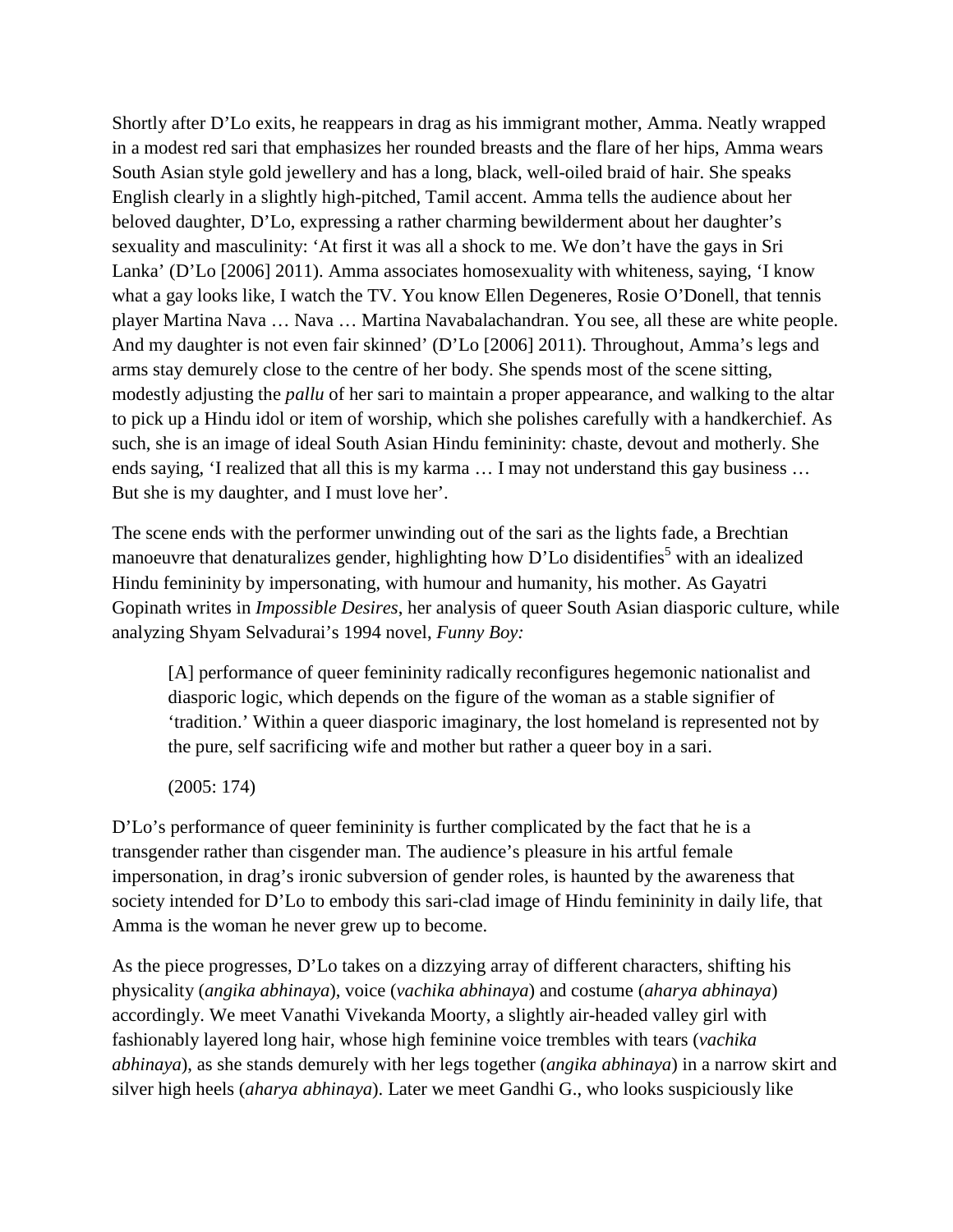Shortly after D'Lo exits, he reappears in drag as his immigrant mother, Amma. Neatly wrapped in a modest red sari that emphasizes her rounded breasts and the flare of her hips, Amma wears South Asian style gold jewellery and has a long, black, well-oiled braid of hair. She speaks English clearly in a slightly high-pitched, Tamil accent. Amma tells the audience about her beloved daughter, D'Lo, expressing a rather charming bewilderment about her daughter's sexuality and masculinity: 'At first it was all a shock to me. We don't have the gays in Sri Lanka' (D'Lo [2006] 2011). Amma associates homosexuality with whiteness, saying, 'I know what a gay looks like, I watch the TV. You know Ellen Degeneres, Rosie O'Donell, that tennis player Martina Nava … Nava … Martina Navabalachandran. You see, all these are white people. And my daughter is not even fair skinned' (D'Lo [2006] 2011). Throughout, Amma's legs and arms stay demurely close to the centre of her body. She spends most of the scene sitting, modestly adjusting the *pallu* of her sari to maintain a proper appearance, and walking to the altar to pick up a Hindu idol or item of worship, which she polishes carefully with a handkerchief. As such, she is an image of ideal South Asian Hindu femininity: chaste, devout and motherly. She ends saying, 'I realized that all this is my karma … I may not understand this gay business … But she is my daughter, and I must love her'.

The scene ends with the performer unwinding out of the sari as the lights fade, a Brechtian manoeuvre that denaturalizes gender, highlighting how D'Lo disidentifies[5] with an idealized Hindu femininity by impersonating, with humour and humanity, his mother. As Gayatri Gopinath writes in *Impossible Desires*, her analysis of queer South Asian diasporic culture, while analyzing Shyam Selvadurai's 1994 novel, *Funny Boy:*

> [A] performance of queer femininity radically reconfigures hegemonic nationalist and diasporic logic, which depends on the figure of the woman as a stable signifier of 'tradition.' Within a queer diasporic imaginary, the lost homeland is represented not by the pure, self sacrificing wife and mother but rather a queer boy in a sari.
>
> (2005: 174)

D'Lo's performance of queer femininity is further complicated by the fact that he is a transgender rather than cisgender man. The audience's pleasure in his artful female impersonation, in drag's ironic subversion of gender roles, is haunted by the awareness that society intended for D'Lo to embody this sari-clad image of Hindu femininity in daily life, that Amma is the woman he never grew up to become.

As the piece progresses, D'Lo takes on a dizzying array of different characters, shifting his physicality (*angika abhinaya*), voice (*vachika abhinaya*) and costume (*aharya abhinaya*) accordingly. We meet Vanathi Vivekanda Moorty, a slightly air-headed valley girl with fashionably layered long hair, whose high feminine voice trembles with tears (*vachika abhinaya*), as she stands demurely with her legs together (*angika abhinaya*) in a narrow skirt and silver high heels (*aharya abhinaya*). Later we meet Gandhi G., who looks suspiciously like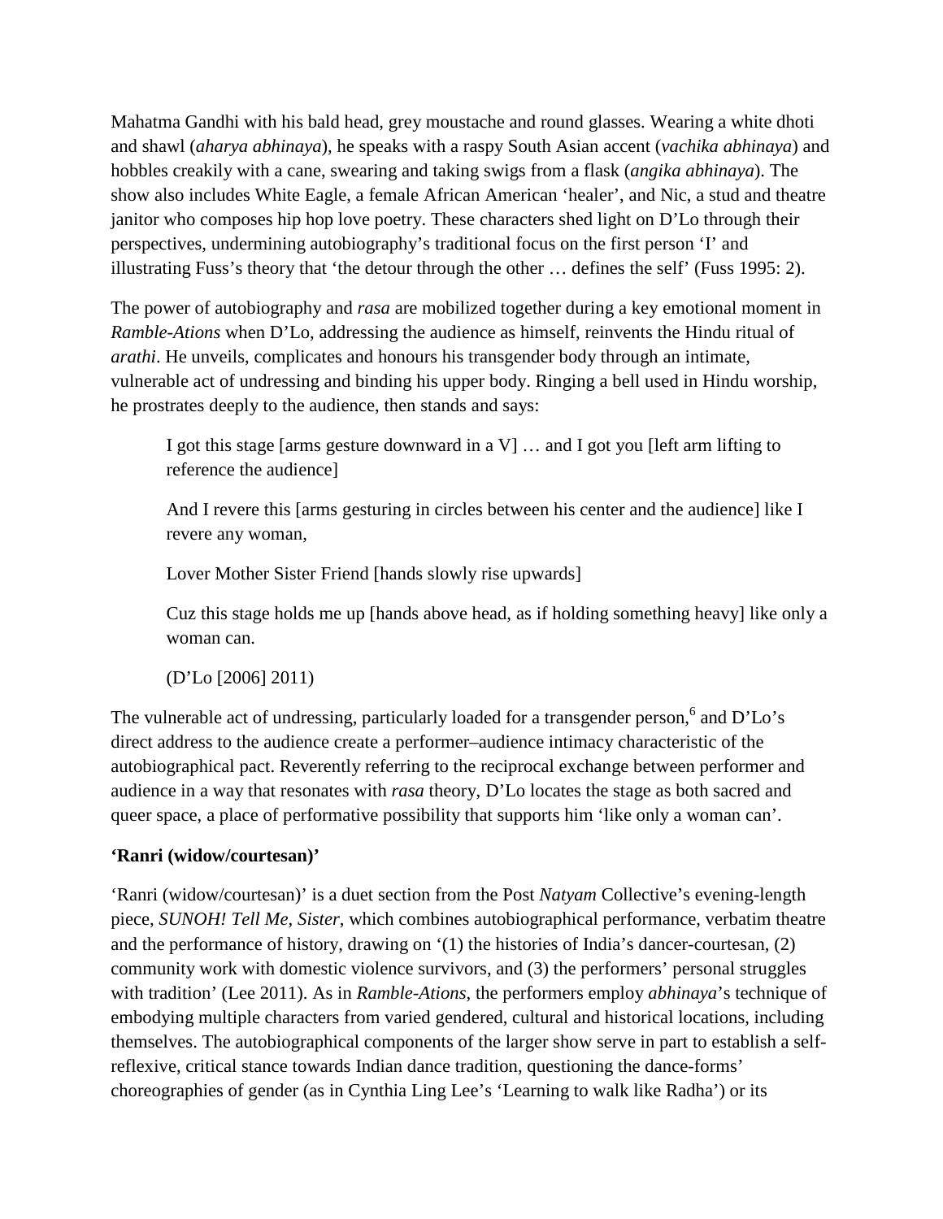Mahatma Gandhi with his bald head, grey moustache and round glasses. Wearing a white dhoti and shawl (*aharya abhinaya*), he speaks with a raspy South Asian accent (*vachika abhinaya*) and hobbles creakily with a cane, swearing and taking swigs from a flask (*angika abhinaya*). The show also includes White Eagle, a female African American 'healer', and Nic, a stud and theatre janitor who composes hip hop love poetry. These characters shed light on D'Lo through their perspectives, undermining autobiography's traditional focus on the first person 'I' and illustrating Fuss's theory that 'the detour through the other … defines the self' (Fuss 1995: 2).

The power of autobiography and *rasa* are mobilized together during a key emotional moment in *Ramble-Ations* when D'Lo, addressing the audience as himself, reinvents the Hindu ritual of *arathi*. He unveils, complicates and honours his transgender body through an intimate, vulnerable act of undressing and binding his upper body. Ringing a bell used in Hindu worship, he prostrates deeply to the audience, then stands and says:

> I got this stage [arms gesture downward in a V] … and I got you [left arm lifting to reference the audience]
>
> And I revere this [arms gesturing in circles between his center and the audience] like I revere any woman,
>
> Lover Mother Sister Friend [hands slowly rise upwards]
>
> Cuz this stage holds me up [hands above head, as if holding something heavy] like only a woman can.
>
> (D'Lo [2006] 2011)

The vulnerable act of undressing, particularly loaded for a transgender person,[6] and D'Lo's direct address to the audience create a performer–audience intimacy characteristic of the autobiographical pact. Reverently referring to the reciprocal exchange between performer and audience in a way that resonates with *rasa* theory, D'Lo locates the stage as both sacred and queer space, a place of performative possibility that supports him 'like only a woman can'.

**'Ranri (widow/courtesan)'**

'Ranri (widow/courtesan)' is a duet section from the Post *Natyam* Collective's evening-length piece, *SUNOH! Tell Me, Sister*, which combines autobiographical performance, verbatim theatre and the performance of history, drawing on '(1) the histories of India's dancer-courtesan, (2) community work with domestic violence survivors, and (3) the performers' personal struggles with tradition' (Lee 2011). As in *Ramble-Ations*, the performers employ *abhinaya*'s technique of embodying multiple characters from varied gendered, cultural and historical locations, including themselves. The autobiographical components of the larger show serve in part to establish a self-reflexive, critical stance towards Indian dance tradition, questioning the dance-forms' choreographies of gender (as in Cynthia Ling Lee's 'Learning to walk like Radha') or its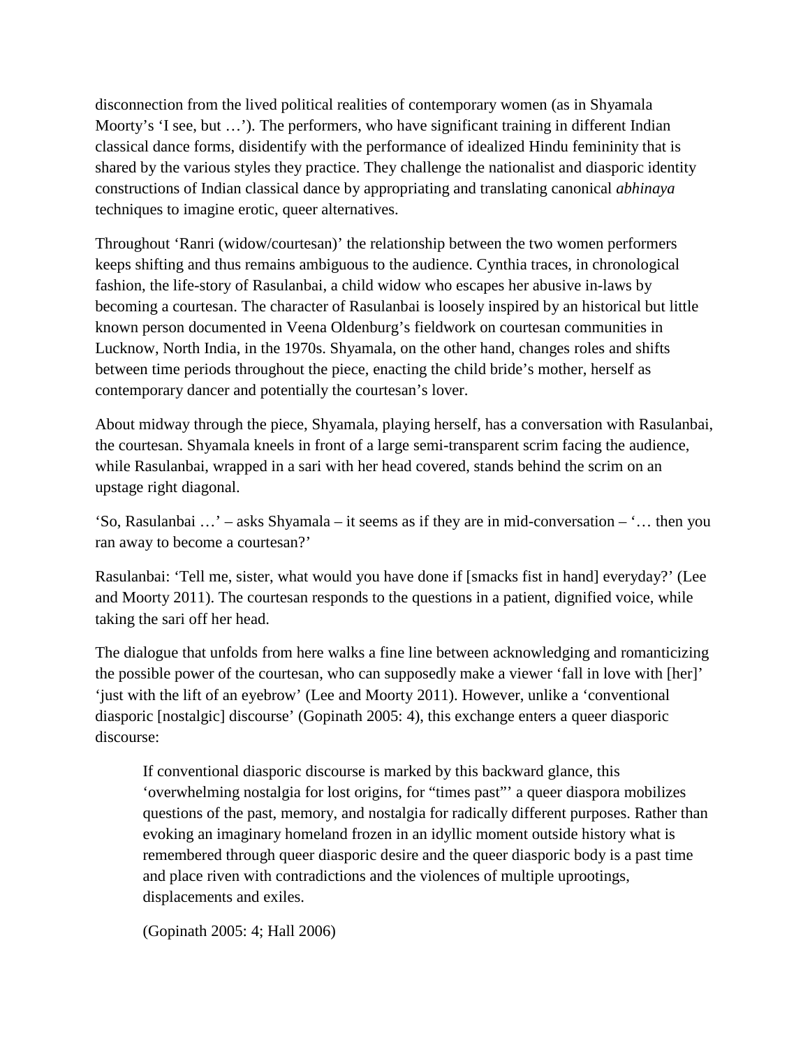disconnection from the lived political realities of contemporary women (as in Shyamala Moorty's 'I see, but …'). The performers, who have significant training in different Indian classical dance forms, disidentify with the performance of idealized Hindu femininity that is shared by the various styles they practice. They challenge the nationalist and diasporic identity constructions of Indian classical dance by appropriating and translating canonical *abhinaya* techniques to imagine erotic, queer alternatives.

Throughout 'Ranri (widow/courtesan)' the relationship between the two women performers keeps shifting and thus remains ambiguous to the audience. Cynthia traces, in chronological fashion, the life-story of Rasulanbai, a child widow who escapes her abusive in-laws by becoming a courtesan. The character of Rasulanbai is loosely inspired by an historical but little known person documented in Veena Oldenburg's fieldwork on courtesan communities in Lucknow, North India, in the 1970s. Shyamala, on the other hand, changes roles and shifts between time periods throughout the piece, enacting the child bride's mother, herself as contemporary dancer and potentially the courtesan's lover.

About midway through the piece, Shyamala, playing herself, has a conversation with Rasulanbai, the courtesan. Shyamala kneels in front of a large semi-transparent scrim facing the audience, while Rasulanbai, wrapped in a sari with her head covered, stands behind the scrim on an upstage right diagonal.

'So, Rasulanbai …' – asks Shyamala – it seems as if they are in mid-conversation – '… then you ran away to become a courtesan?'

Rasulanbai: 'Tell me, sister, what would you have done if [smacks fist in hand] everyday?' (Lee and Moorty 2011). The courtesan responds to the questions in a patient, dignified voice, while taking the sari off her head.

The dialogue that unfolds from here walks a fine line between acknowledging and romanticizing the possible power of the courtesan, who can supposedly make a viewer 'fall in love with [her]' 'just with the lift of an eyebrow' (Lee and Moorty 2011). However, unlike a 'conventional diasporic [nostalgic] discourse' (Gopinath 2005: 4), this exchange enters a queer diasporic discourse:

> If conventional diasporic discourse is marked by this backward glance, this 'overwhelming nostalgia for lost origins, for "times past"' a queer diaspora mobilizes questions of the past, memory, and nostalgia for radically different purposes. Rather than evoking an imaginary homeland frozen in an idyllic moment outside history what is remembered through queer diasporic desire and the queer diasporic body is a past time and place riven with contradictions and the violences of multiple uprootings, displacements and exiles.
>
> (Gopinath 2005: 4; Hall 2006)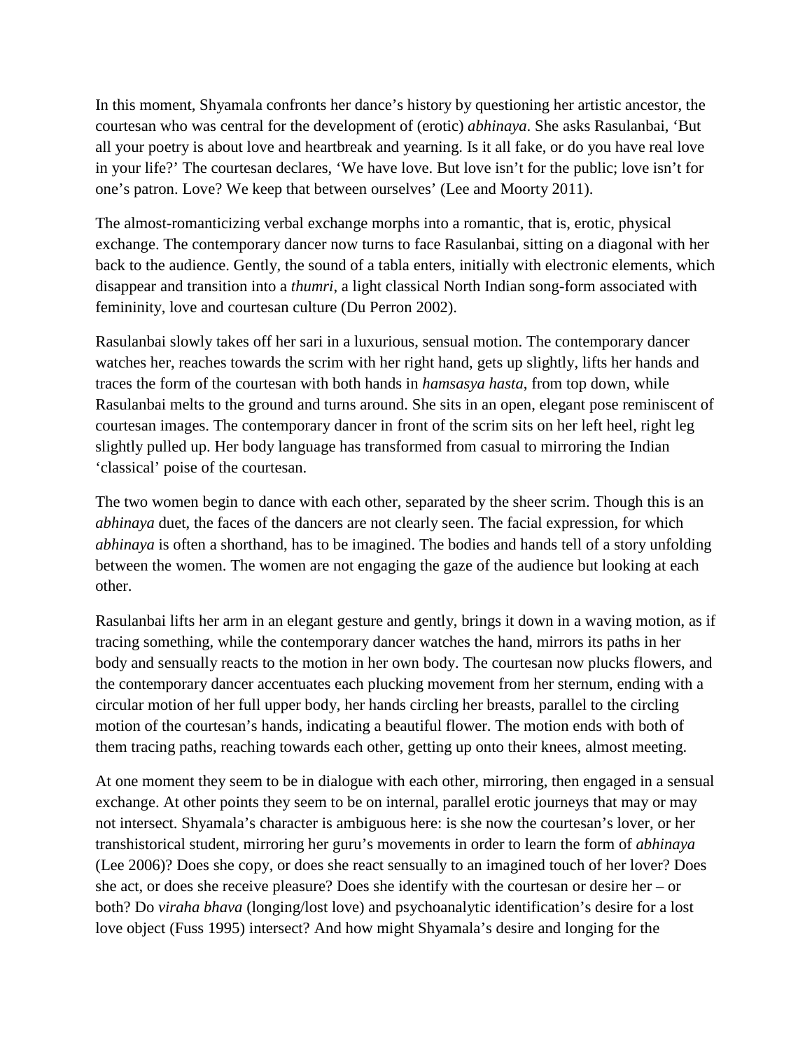In this moment, Shyamala confronts her dance's history by questioning her artistic ancestor, the courtesan who was central for the development of (erotic) *abhinaya*. She asks Rasulanbai, 'But all your poetry is about love and heartbreak and yearning. Is it all fake, or do you have real love in your life?' The courtesan declares, 'We have love. But love isn't for the public; love isn't for one's patron. Love? We keep that between ourselves' (Lee and Moorty 2011).

The almost-romanticizing verbal exchange morphs into a romantic, that is, erotic, physical exchange. The contemporary dancer now turns to face Rasulanbai, sitting on a diagonal with her back to the audience. Gently, the sound of a tabla enters, initially with electronic elements, which disappear and transition into a *thumri*, a light classical North Indian song-form associated with femininity, love and courtesan culture (Du Perron 2002).

Rasulanbai slowly takes off her sari in a luxurious, sensual motion. The contemporary dancer watches her, reaches towards the scrim with her right hand, gets up slightly, lifts her hands and traces the form of the courtesan with both hands in *hamsasya hasta*, from top down, while Rasulanbai melts to the ground and turns around. She sits in an open, elegant pose reminiscent of courtesan images. The contemporary dancer in front of the scrim sits on her left heel, right leg slightly pulled up. Her body language has transformed from casual to mirroring the Indian 'classical' poise of the courtesan.

The two women begin to dance with each other, separated by the sheer scrim. Though this is an *abhinaya* duet, the faces of the dancers are not clearly seen. The facial expression, for which *abhinaya* is often a shorthand, has to be imagined. The bodies and hands tell of a story unfolding between the women. The women are not engaging the gaze of the audience but looking at each other.

Rasulanbai lifts her arm in an elegant gesture and gently, brings it down in a waving motion, as if tracing something, while the contemporary dancer watches the hand, mirrors its paths in her body and sensually reacts to the motion in her own body. The courtesan now plucks flowers, and the contemporary dancer accentuates each plucking movement from her sternum, ending with a circular motion of her full upper body, her hands circling her breasts, parallel to the circling motion of the courtesan's hands, indicating a beautiful flower. The motion ends with both of them tracing paths, reaching towards each other, getting up onto their knees, almost meeting.

At one moment they seem to be in dialogue with each other, mirroring, then engaged in a sensual exchange. At other points they seem to be on internal, parallel erotic journeys that may or may not intersect. Shyamala's character is ambiguous here: is she now the courtesan's lover, or her transhistorical student, mirroring her guru's movements in order to learn the form of *abhinaya* (Lee 2006)? Does she copy, or does she react sensually to an imagined touch of her lover? Does she act, or does she receive pleasure? Does she identify with the courtesan or desire her – or both? Do *viraha bhava* (longing/lost love) and psychoanalytic identification's desire for a lost love object (Fuss 1995) intersect? And how might Shyamala's desire and longing for the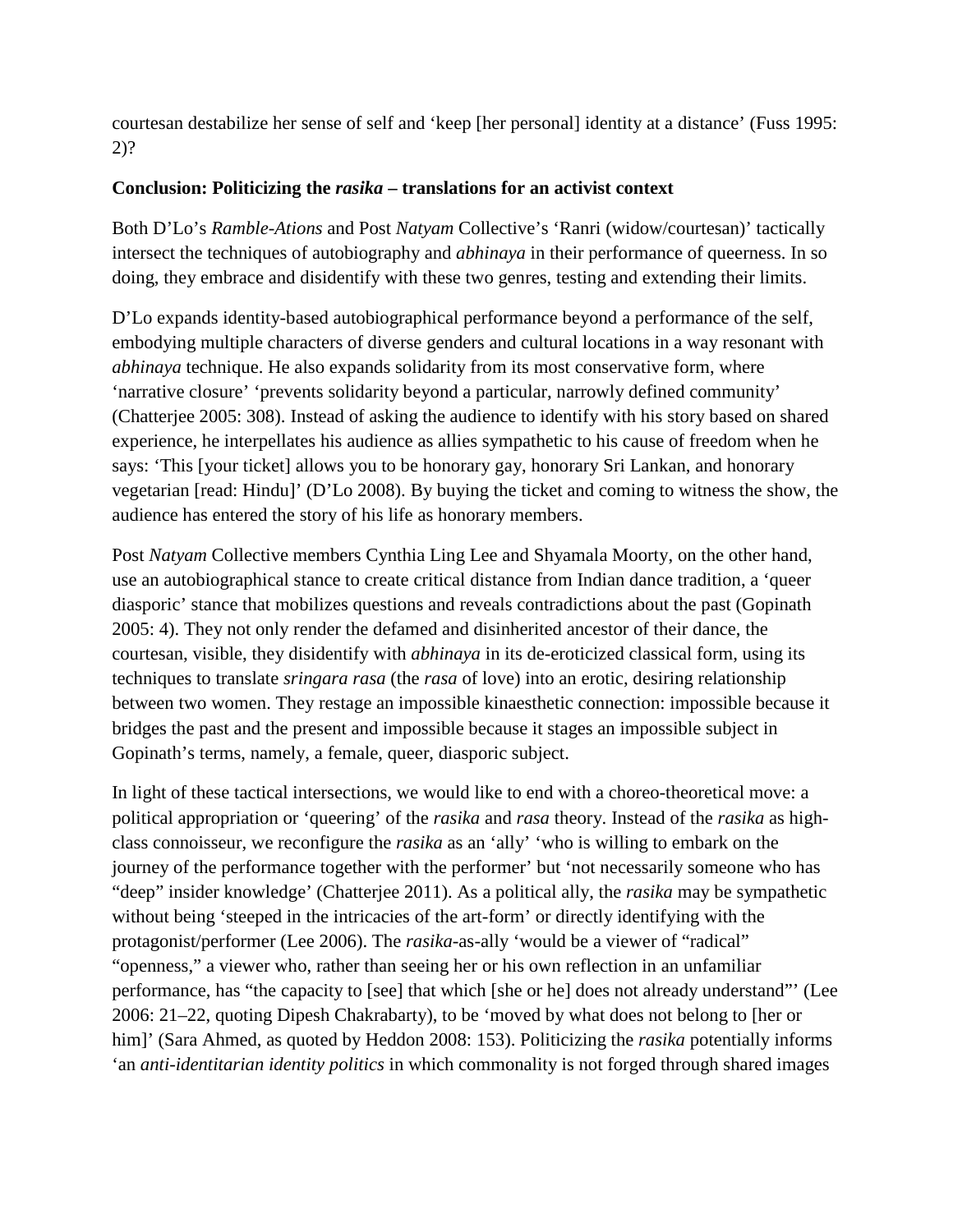courtesan destabilize her sense of self and 'keep [her personal] identity at a distance' (Fuss 1995: 2)?

**Conclusion: Politicizing the *rasika* – translations for an activist context**

Both D'Lo's *Ramble-Ations* and Post *Natyam* Collective's 'Ranri (widow/courtesan)' tactically intersect the techniques of autobiography and *abhinaya* in their performance of queerness. In so doing, they embrace and disidentify with these two genres, testing and extending their limits.

D'Lo expands identity-based autobiographical performance beyond a performance of the self, embodying multiple characters of diverse genders and cultural locations in a way resonant with *abhinaya* technique. He also expands solidarity from its most conservative form, where 'narrative closure' 'prevents solidarity beyond a particular, narrowly defined community' (Chatterjee 2005: 308). Instead of asking the audience to identify with his story based on shared experience, he interpellates his audience as allies sympathetic to his cause of freedom when he says: 'This [your ticket] allows you to be honorary gay, honorary Sri Lankan, and honorary vegetarian [read: Hindu]' (D'Lo 2008). By buying the ticket and coming to witness the show, the audience has entered the story of his life as honorary members.

Post *Natyam* Collective members Cynthia Ling Lee and Shyamala Moorty, on the other hand, use an autobiographical stance to create critical distance from Indian dance tradition, a 'queer diasporic' stance that mobilizes questions and reveals contradictions about the past (Gopinath 2005: 4). They not only render the defamed and disinherited ancestor of their dance, the courtesan, visible, they disidentify with *abhinaya* in its de-eroticized classical form, using its techniques to translate *sringara rasa* (the *rasa* of love) into an erotic, desiring relationship between two women. They restage an impossible kinaesthetic connection: impossible because it bridges the past and the present and impossible because it stages an impossible subject in Gopinath's terms, namely, a female, queer, diasporic subject.

In light of these tactical intersections, we would like to end with a choreo-theoretical move: a political appropriation or 'queering' of the *rasika* and *rasa* theory. Instead of the *rasika* as high-class connoisseur, we reconfigure the *rasika* as an 'ally' 'who is willing to embark on the journey of the performance together with the performer' but 'not necessarily someone who has "deep" insider knowledge' (Chatterjee 2011). As a political ally, the *rasika* may be sympathetic without being 'steeped in the intricacies of the art-form' or directly identifying with the protagonist/performer (Lee 2006). The *rasika*-as-ally 'would be a viewer of "radical" "openness," a viewer who, rather than seeing her or his own reflection in an unfamiliar performance, has "the capacity to [see] that which [she or he] does not already understand"' (Lee 2006: 21–22, quoting Dipesh Chakrabarty), to be 'moved by what does not belong to [her or him]' (Sara Ahmed, as quoted by Heddon 2008: 153). Politicizing the *rasika* potentially informs 'an *anti-identitarian identity politics* in which commonality is not forged through shared images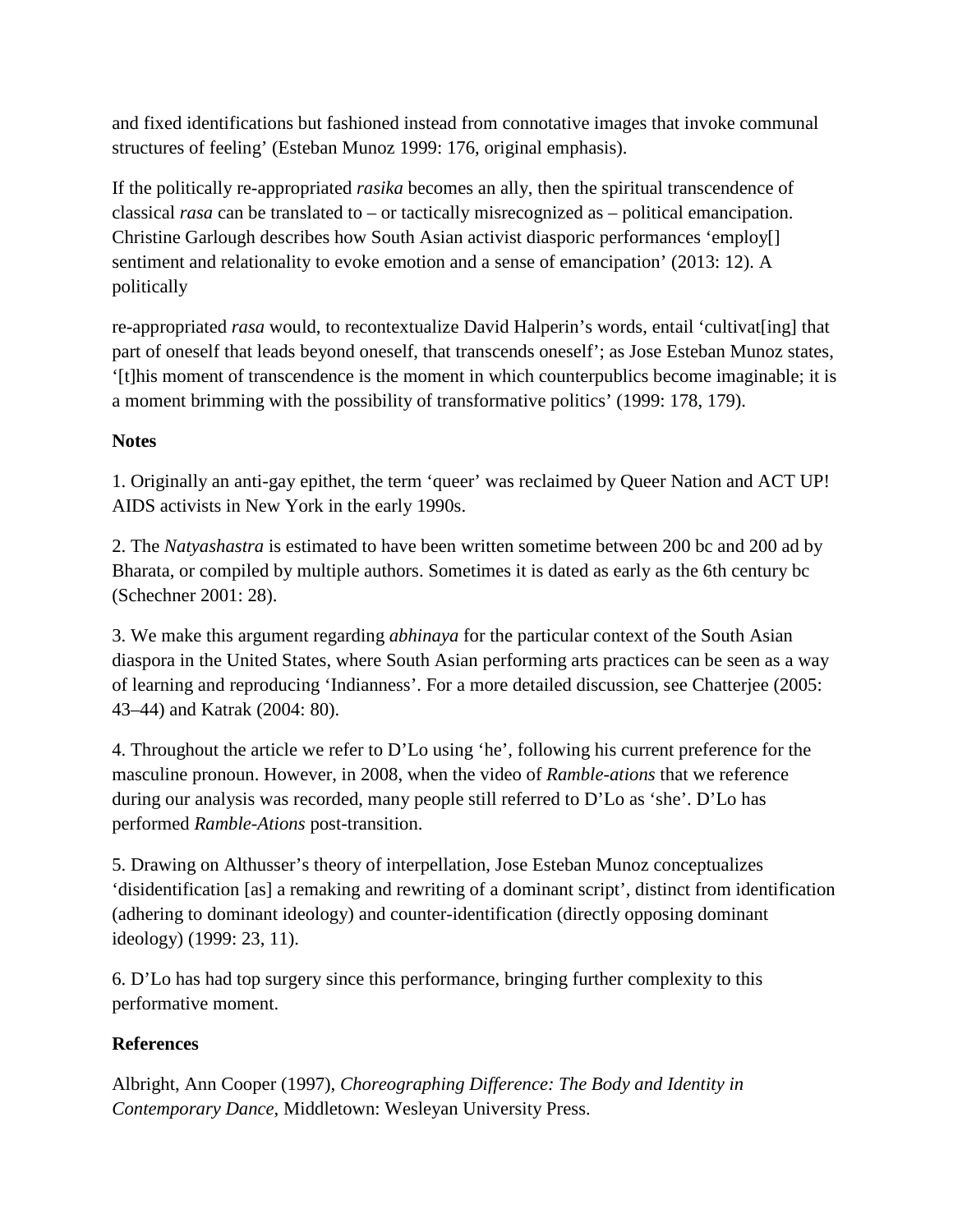and fixed identifications but fashioned instead from connotative images that invoke communal structures of feeling' (Esteban Munoz 1999: 176, original emphasis).

If the politically re-appropriated *rasika* becomes an ally, then the spiritual transcendence of classical *rasa* can be translated to – or tactically misrecognized as – political emancipation. Christine Garlough describes how South Asian activist diasporic performances 'employ[] sentiment and relationality to evoke emotion and a sense of emancipation' (2013: 12). A politically re-appropriated *rasa* would, to recontextualize David Halperin's words, entail 'cultivat[ing] that part of oneself that leads beyond oneself, that transcends oneself'; as Jose Esteban Munoz states, '[t]his moment of transcendence is the moment in which counterpublics become imaginable; it is a moment brimming with the possibility of transformative politics' (1999: 178, 179).

**Notes**

1. Originally an anti-gay epithet, the term 'queer' was reclaimed by Queer Nation and ACT UP! AIDS activists in New York in the early 1990s.

2. The *Natyashastra* is estimated to have been written sometime between 200 bc and 200 ad by Bharata, or compiled by multiple authors. Sometimes it is dated as early as the 6th century bc (Schechner 2001: 28).

3. We make this argument regarding *abhinaya* for the particular context of the South Asian diaspora in the United States, where South Asian performing arts practices can be seen as a way of learning and reproducing 'Indianness'. For a more detailed discussion, see Chatterjee (2005: 43–44) and Katrak (2004: 80).

4. Throughout the article we refer to D'Lo using 'he', following his current preference for the masculine pronoun. However, in 2008, when the video of *Ramble-ations* that we reference during our analysis was recorded, many people still referred to D'Lo as 'she'. D'Lo has performed *Ramble-Ations* post-transition.

5. Drawing on Althusser's theory of interpellation, Jose Esteban Munoz conceptualizes 'disidentification [as] a remaking and rewriting of a dominant script', distinct from identification (adhering to dominant ideology) and counter-identification (directly opposing dominant ideology) (1999: 23, 11).

6. D'Lo has had top surgery since this performance, bringing further complexity to this performative moment.

**References**

Albright, Ann Cooper (1997), *Choreographing Difference: The Body and Identity in Contemporary Dance*, Middletown: Wesleyan University Press.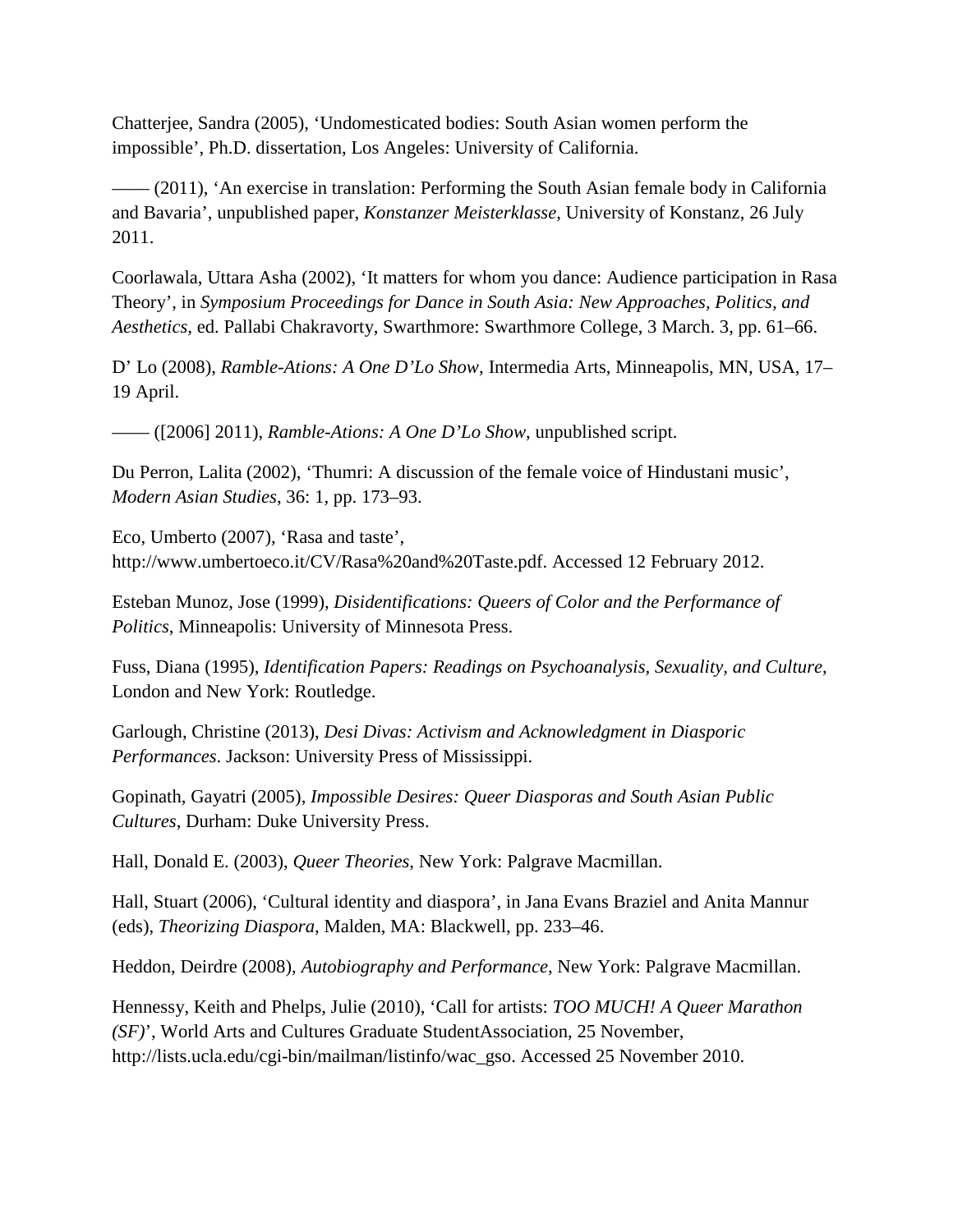Chatterjee, Sandra (2005), ‘Undomesticated bodies: South Asian women perform the impossible’, Ph.D. dissertation, Los Angeles: University of California.

—— (2011), ‘An exercise in translation: Performing the South Asian female body in California and Bavaria’, unpublished paper, *Konstanzer Meisterklasse*, University of Konstanz, 26 July 2011.

Coorlawala, Uttara Asha (2002), ‘It matters for whom you dance: Audience participation in Rasa Theory’, in *Symposium Proceedings for Dance in South Asia: New Approaches, Politics, and Aesthetics*, ed. Pallabi Chakravorty, Swarthmore: Swarthmore College, 3 March. 3, pp. 61–66.

D’ Lo (2008), *Ramble-Ations: A One D’Lo Show*, Intermedia Arts, Minneapolis, MN, USA, 17–19 April.

—— ([2006] 2011), *Ramble-Ations: A One D’Lo Show*, unpublished script.

Du Perron, Lalita (2002), ‘Thumri: A discussion of the female voice of Hindustani music’, *Modern Asian Studies*, 36: 1, pp. 173–93.

Eco, Umberto (2007), ‘Rasa and taste’, http://www.umbertoeco.it/CV/Rasa%20and%20Taste.pdf. Accessed 12 February 2012.

Esteban Munoz, Jose (1999), *Disidentifications: Queers of Color and the Performance of Politics*, Minneapolis: University of Minnesota Press.

Fuss, Diana (1995), *Identification Papers: Readings on Psychoanalysis, Sexuality, and Culture*, London and New York: Routledge.

Garlough, Christine (2013), *Desi Divas: Activism and Acknowledgment in Diasporic Performances*. Jackson: University Press of Mississippi.

Gopinath, Gayatri (2005), *Impossible Desires: Queer Diasporas and South Asian Public Cultures*, Durham: Duke University Press.

Hall, Donald E. (2003), *Queer Theories*, New York: Palgrave Macmillan.

Hall, Stuart (2006), ‘Cultural identity and diaspora’, in Jana Evans Braziel and Anita Mannur (eds), *Theorizing Diaspora*, Malden, MA: Blackwell, pp. 233–46.

Heddon, Deirdre (2008), *Autobiography and Performance*, New York: Palgrave Macmillan.

Hennessy, Keith and Phelps, Julie (2010), ‘Call for artists: *TOO MUCH! A Queer Marathon (SF)*’, World Arts and Cultures Graduate StudentAssociation, 25 November, http://lists.ucla.edu/cgi-bin/mailman/listinfo/wac_gso. Accessed 25 November 2010.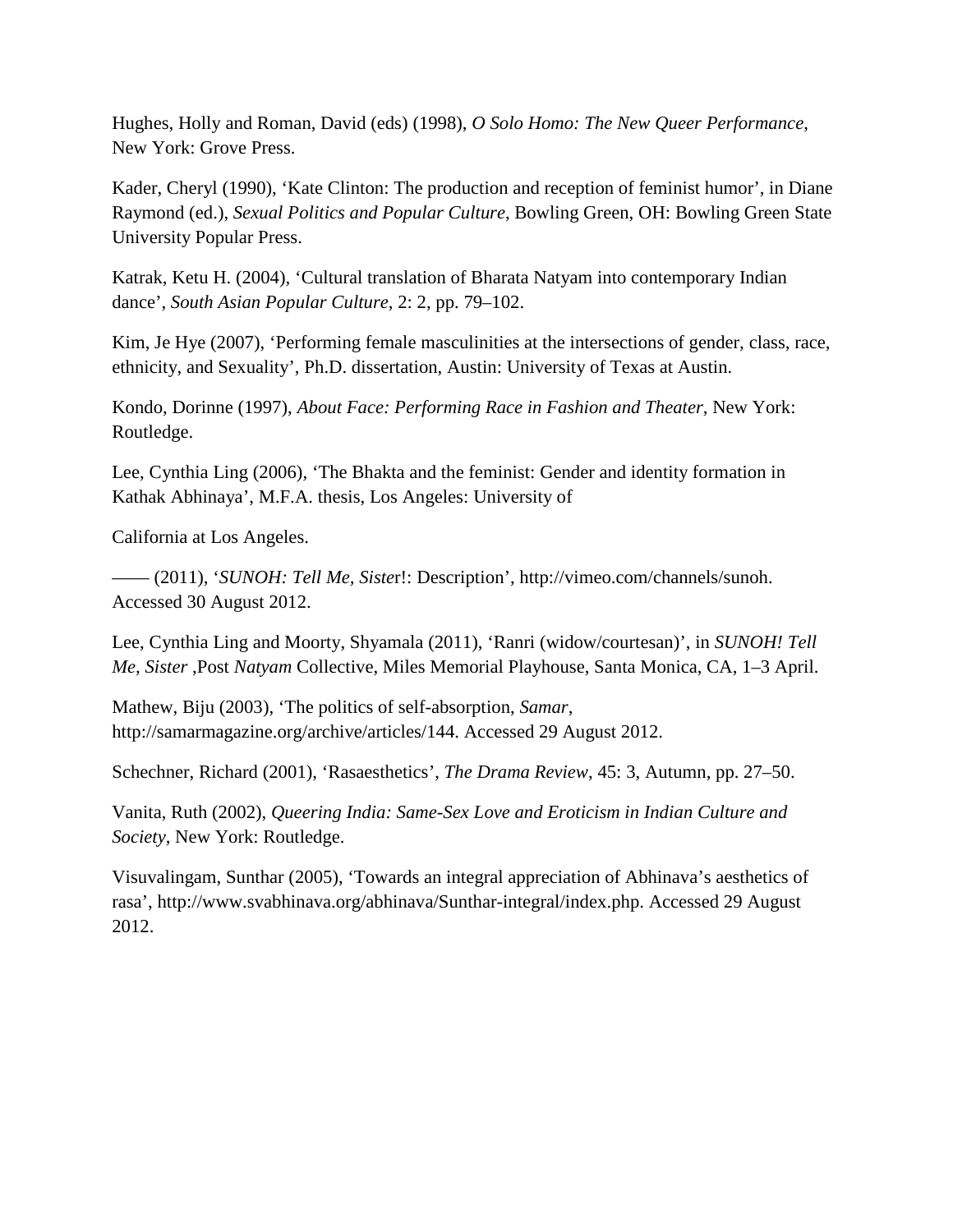Hughes, Holly and Roman, David (eds) (1998), *O Solo Homo: The New Queer Performance*, New York: Grove Press.

Kader, Cheryl (1990), 'Kate Clinton: The production and reception of feminist humor', in Diane Raymond (ed.), *Sexual Politics and Popular Culture*, Bowling Green, OH: Bowling Green State University Popular Press.

Katrak, Ketu H. (2004), 'Cultural translation of Bharata Natyam into contemporary Indian dance', *South Asian Popular Culture*, 2: 2, pp. 79–102.

Kim, Je Hye (2007), 'Performing female masculinities at the intersections of gender, class, race, ethnicity, and Sexuality', Ph.D. dissertation, Austin: University of Texas at Austin.

Kondo, Dorinne (1997), *About Face: Performing Race in Fashion and Theater*, New York: Routledge.

Lee, Cynthia Ling (2006), 'The Bhakta and the feminist: Gender and identity formation in Kathak Abhinaya', M.F.A. thesis, Los Angeles: University of

California at Los Angeles.

—— (2011), '*SUNOH: Tell Me, Siste*r!: Description', http://vimeo.com/channels/sunoh. Accessed 30 August 2012.

Lee, Cynthia Ling and Moorty, Shyamala (2011), 'Ranri (widow/courtesan)', in *SUNOH! Tell Me, Sister* ,Post *Natyam* Collective, Miles Memorial Playhouse, Santa Monica, CA, 1–3 April.

Mathew, Biju (2003), 'The politics of self-absorption, *Samar*, http://samarmagazine.org/archive/articles/144. Accessed 29 August 2012.

Schechner, Richard (2001), 'Rasaesthetics', *The Drama Review*, 45: 3, Autumn, pp. 27–50.

Vanita, Ruth (2002), *Queering India: Same-Sex Love and Eroticism in Indian Culture and Society*, New York: Routledge.

Visuvalingam, Sunthar (2005), 'Towards an integral appreciation of Abhinava's aesthetics of rasa', http://www.svabhinava.org/abhinava/Sunthar-integral/index.php. Accessed 29 August 2012.